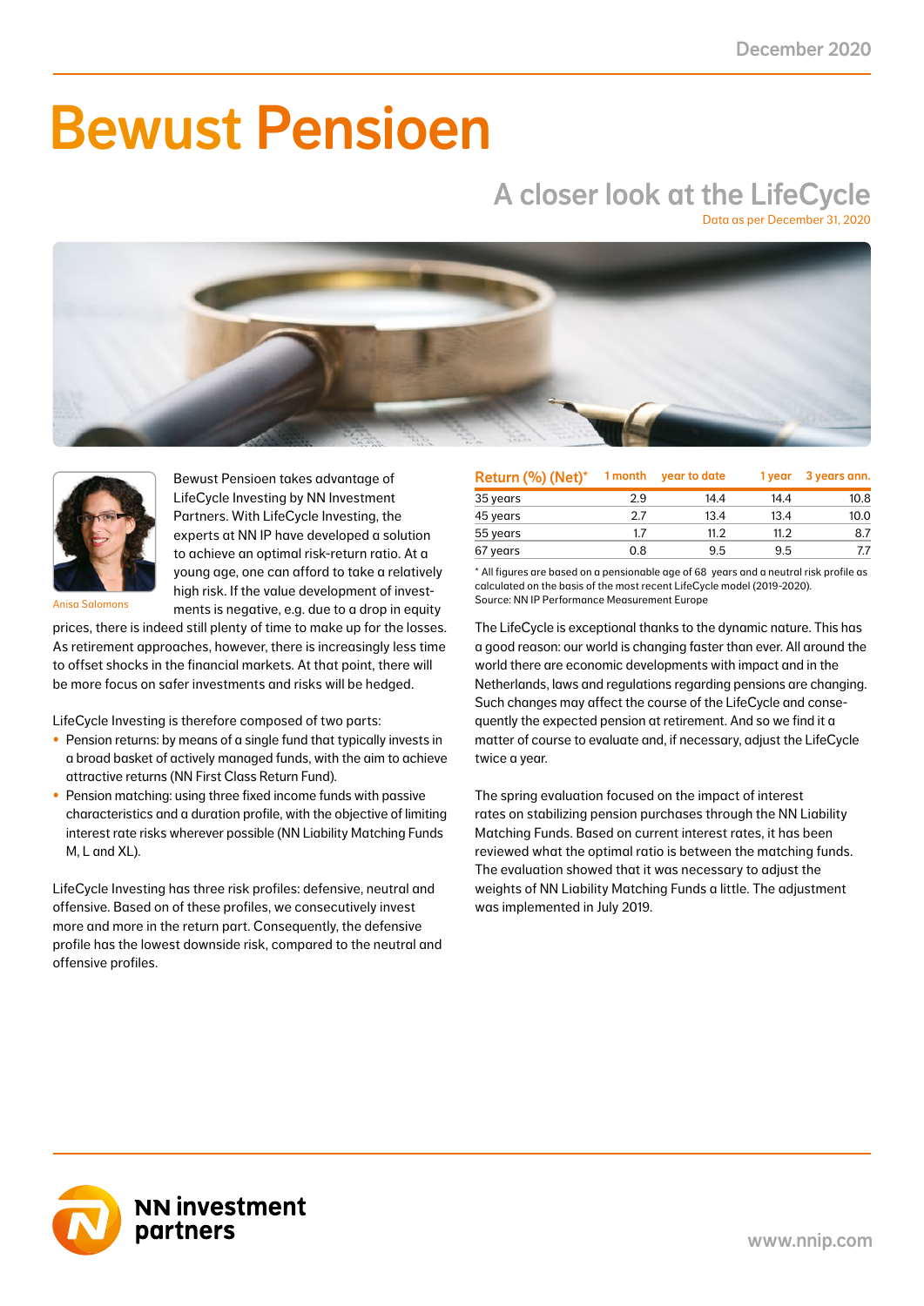December 2020

# Bewust Pensioen

## A closer look at the LifeCycle

Data as per December 31, 2020

Anisa Salomons

Bewust Pensioen takes advantage of LifeCycle Investing by NN Investment Partners. With LifeCycle Investing, the experts at NN IP have developed a solution to achieve an optimal risk-return ratio. At a young age, one can afford to take a relatively high risk. If the value development of investments is negative, e.g. due to a drop in equity prices, there is indeed still plenty of time to make up for the losses. As retirement approaches, however, there is increasingly less time to offset shocks in the financial markets. At that point, there will be more focus on safer investments and risks will be hedged.

LifeCycle Investing is therefore composed of two parts:

- Pension returns: by means of a single fund that typically invests in a broad basket of actively managed funds, with the aim to achieve attractive returns (NN First Class Return Fund).
- Pension matching: using three fixed income funds with passive characteristics and a duration profile, with the objective of limiting interest rate risks wherever possible (NN Liability Matching Funds M, L and XL).

LifeCycle Investing has three risk profiles: defensive, neutral and offensive. Based on of these profiles, we consecutively invest more and more in the return part. Consequently, the defensive profile has the lowest downside risk, compared to the neutral and offensive profiles.

| Return (%) (Net)* | 1 month | year to date | 1 year | 3 years ann. |
|---|---|---|---|---|
| 35 years | 2.9 | 14.4 | 14.4 | 10.8 |
| 45 years | 2.7 | 13.4 | 13.4 | 10.0 |
| 55 years | 1.7 | 11.2 | 11.2 | 8.7 |
| 67 years | 0.8 | 9.5 | 9.5 | 7.7 |

* All figures are based on a pensionable age of 68 years and a neutral risk profile as calculated on the basis of the most recent LifeCycle model (2019-2020).
Source: NN IP Performance Measurement Europe

The LifeCycle is exceptional thanks to the dynamic nature. This has a good reason: our world is changing faster than ever. All around the world there are economic developments with impact and in the Netherlands, laws and regulations regarding pensions are changing. Such changes may affect the course of the LifeCycle and consequently the expected pension at retirement. And so we find it a matter of course to evaluate and, if necessary, adjust the LifeCycle twice a year.

The spring evaluation focused on the impact of interest rates on stabilizing pension purchases through the NN Liability Matching Funds. Based on current interest rates, it has been reviewed what the optimal ratio is between the matching funds. The evaluation showed that it was necessary to adjust the weights of NN Liability Matching Funds a little. The adjustment was implemented in July 2019.

NN investment partners

www.nnip.com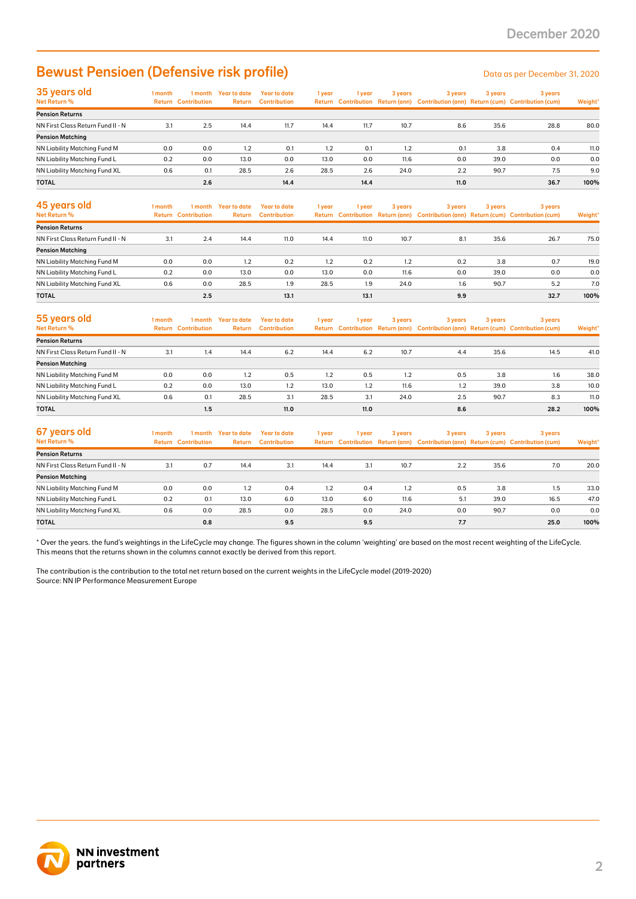# Bewust Pensioen (Defensive risk profile)

Data as per December 31, 2020

| 35 years old<br>Net Return % | 1 month Return | 1 month Contribution | Year to date Return | Year to date Contribution | 1 year Return | 1 year Contribution | 3 years Return (ann) | 3 years Contribution (ann) | 3 years Return (cum) | 3 years Contribution (cum) | Weight* |
|---|---|---|---|---|---|---|---|---|---|---|---|
| **Pension Returns** | | | | | | | | | | | |
| NN First Class Return Fund II - N | 3.1 | 2.5 | 14.4 | 11.7 | 14.4 | 11.7 | 10.7 | 8.6 | 35.6 | 28.8 | 80.0 |
| **Pension Matching** | | | | | | | | | | | |
| NN Liability Matching Fund M | 0.0 | 0.0 | 1.2 | 0.1 | 1.2 | 0.1 | 1.2 | 0.1 | 3.8 | 0.4 | 11.0 |
| NN Liability Matching Fund L | 0.2 | 0.0 | 13.0 | 0.0 | 13.0 | 0.0 | 11.6 | 0.0 | 39.0 | 0.0 | 0.0 |
| NN Liability Matching Fund XL | 0.6 | 0.1 | 28.5 | 2.6 | 28.5 | 2.6 | 24.0 | 2.2 | 90.7 | 7.5 | 9.0 |
| **TOTAL** | | **2.6** | | **14.4** | | **14.4** | | **11.0** | | **36.7** | **100%** |

| 45 years old<br>Net Return % | 1 month Return | 1 month Contribution | Year to date Return | Year to date Contribution | 1 year Return | 1 year Contribution | 3 years Return (ann) | 3 years Contribution (ann) | 3 years Return (cum) | 3 years Contribution (cum) | Weight* |
|---|---|---|---|---|---|---|---|---|---|---|---|
| **Pension Returns** | | | | | | | | | | | |
| NN First Class Return Fund II - N | 3.1 | 2.4 | 14.4 | 11.0 | 14.4 | 11.0 | 10.7 | 8.1 | 35.6 | 26.7 | 75.0 |
| **Pension Matching** | | | | | | | | | | | |
| NN Liability Matching Fund M | 0.0 | 0.0 | 1.2 | 0.2 | 1.2 | 0.2 | 1.2 | 0.2 | 3.8 | 0.7 | 19.0 |
| NN Liability Matching Fund L | 0.2 | 0.0 | 13.0 | 0.0 | 13.0 | 0.0 | 11.6 | 0.0 | 39.0 | 0.0 | 0.0 |
| NN Liability Matching Fund XL | 0.6 | 0.0 | 28.5 | 1.9 | 28.5 | 1.9 | 24.0 | 1.6 | 90.7 | 5.2 | 7.0 |
| **TOTAL** | | **2.5** | | **13.1** | | **13.1** | | **9.9** | | **32.7** | **100%** |

| 55 years old<br>Net Return % | 1 month Return | 1 month Contribution | Year to date Return | Year to date Contribution | 1 year Return | 1 year Contribution | 3 years Return (ann) | 3 years Contribution (ann) | 3 years Return (cum) | 3 years Contribution (cum) | Weight* |
|---|---|---|---|---|---|---|---|---|---|---|---|
| **Pension Returns** | | | | | | | | | | | |
| NN First Class Return Fund II - N | 3.1 | 1.4 | 14.4 | 6.2 | 14.4 | 6.2 | 10.7 | 4.4 | 35.6 | 14.5 | 41.0 |
| **Pension Matching** | | | | | | | | | | | |
| NN Liability Matching Fund M | 0.0 | 0.0 | 1.2 | 0.5 | 1.2 | 0.5 | 1.2 | 0.5 | 3.8 | 1.6 | 38.0 |
| NN Liability Matching Fund L | 0.2 | 0.0 | 13.0 | 1.2 | 13.0 | 1.2 | 11.6 | 1.2 | 39.0 | 3.8 | 10.0 |
| NN Liability Matching Fund XL | 0.6 | 0.1 | 28.5 | 3.1 | 28.5 | 3.1 | 24.0 | 2.5 | 90.7 | 8.3 | 11.0 |
| **TOTAL** | | **1.5** | | **11.0** | | **11.0** | | **8.6** | | **28.2** | **100%** |

| 67 years old<br>Net Return % | 1 month Return | 1 month Contribution | Year to date Return | Year to date Contribution | 1 year Return | 1 year Contribution | 3 years Return (ann) | 3 years Contribution (ann) | 3 years Return (cum) | 3 years Contribution (cum) | Weight* |
|---|---|---|---|---|---|---|---|---|---|---|---|
| **Pension Returns** | | | | | | | | | | | |
| NN First Class Return Fund II - N | 3.1 | 0.7 | 14.4 | 3.1 | 14.4 | 3.1 | 10.7 | 2.2 | 35.6 | 7.0 | 20.0 |
| **Pension Matching** | | | | | | | | | | | |
| NN Liability Matching Fund M | 0.0 | 0.0 | 1.2 | 0.4 | 1.2 | 0.4 | 1.2 | 0.5 | 3.8 | 1.5 | 33.0 |
| NN Liability Matching Fund L | 0.2 | 0.1 | 13.0 | 6.0 | 13.0 | 6.0 | 11.6 | 5.1 | 39.0 | 16.5 | 47.0 |
| NN Liability Matching Fund XL | 0.6 | 0.0 | 28.5 | 0.0 | 28.5 | 0.0 | 24.0 | 0.0 | 90.7 | 0.0 | 0.0 |
| **TOTAL** | | **0.8** | | **9.5** | | **9.5** | | **7.7** | | **25.0** | **100%** |

* Over the years. the fund's weightings in the LifeCycle may change. The figures shown in the column 'weighting' are based on the most recent weighting of the LifeCycle. This means that the returns shown in the columns cannot exactly be derived from this report.

The contribution is the contribution to the total net return based on the current weights in the LifeCycle model (2019-2020)
Source: NN IP Performance Measurement Europe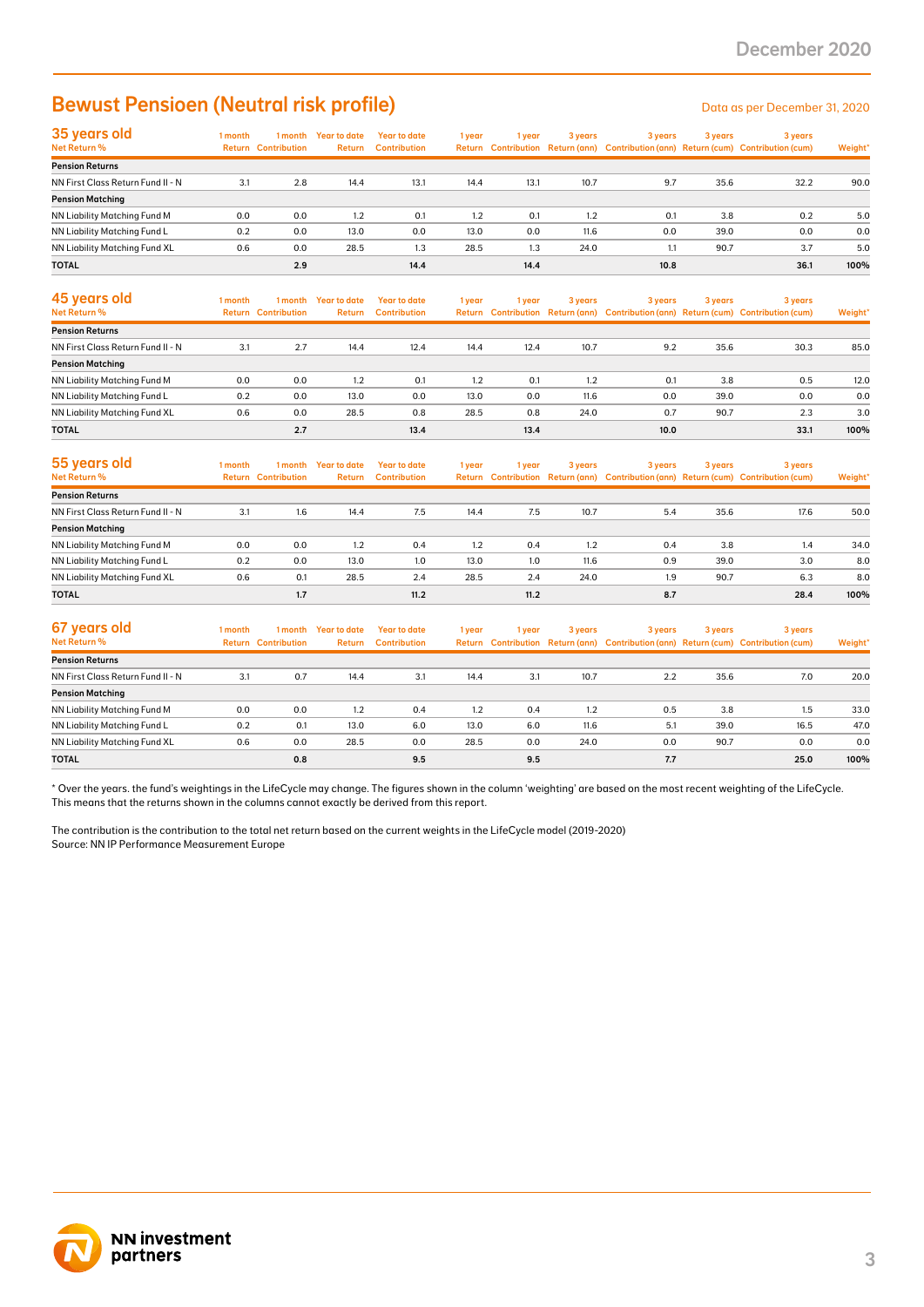# Bewust Pensioen (Neutral risk profile)

Data as per December 31, 2020

| 35 years old Net Return % | 1 month Return | 1 month Contribution | Year to date Return | Year to date Contribution | 1 year Return | 1 year Contribution | 3 years Return (ann) | 3 years Contribution (ann) | 3 years Return (cum) | 3 years Contribution (cum) | Weight* |
|---|---|---|---|---|---|---|---|---|---|---|---|
| **Pension Returns** | | | | | | | | | | | |
| NN First Class Return Fund II - N | 3.1 | 2.8 | 14.4 | 13.1 | 14.4 | 13.1 | 10.7 | 9.7 | 35.6 | 32.2 | 90.0 |
| **Pension Matching** | | | | | | | | | | | |
| NN Liability Matching Fund M | 0.0 | 0.0 | 1.2 | 0.1 | 1.2 | 0.1 | 1.2 | 0.1 | 3.8 | 0.2 | 5.0 |
| NN Liability Matching Fund L | 0.2 | 0.0 | 13.0 | 0.0 | 13.0 | 0.0 | 11.6 | 0.0 | 39.0 | 0.0 | 0.0 |
| NN Liability Matching Fund XL | 0.6 | 0.0 | 28.5 | 1.3 | 28.5 | 1.3 | 24.0 | 1.1 | 90.7 | 3.7 | 5.0 |
| **TOTAL** | | **2.9** | | **14.4** | | **14.4** | | **10.8** | | **36.1** | **100%** |

| 45 years old Net Return % | 1 month Return | 1 month Contribution | Year to date Return | Year to date Contribution | 1 year Return | 1 year Contribution | 3 years Return (ann) | 3 years Contribution (ann) | 3 years Return (cum) | 3 years Contribution (cum) | Weight* |
|---|---|---|---|---|---|---|---|---|---|---|---|
| **Pension Returns** | | | | | | | | | | | |
| NN First Class Return Fund II - N | 3.1 | 2.7 | 14.4 | 12.4 | 14.4 | 12.4 | 10.7 | 9.2 | 35.6 | 30.3 | 85.0 |
| **Pension Matching** | | | | | | | | | | | |
| NN Liability Matching Fund M | 0.0 | 0.0 | 1.2 | 0.1 | 1.2 | 0.1 | 1.2 | 0.1 | 3.8 | 0.5 | 12.0 |
| NN Liability Matching Fund L | 0.2 | 0.0 | 13.0 | 0.0 | 13.0 | 0.0 | 11.6 | 0.0 | 39.0 | 0.0 | 0.0 |
| NN Liability Matching Fund XL | 0.6 | 0.0 | 28.5 | 0.8 | 28.5 | 0.8 | 24.0 | 0.7 | 90.7 | 2.3 | 3.0 |
| **TOTAL** | | **2.7** | | **13.4** | | **13.4** | | **10.0** | | **33.1** | **100%** |

| 55 years old Net Return % | 1 month Return | 1 month Contribution | Year to date Return | Year to date Contribution | 1 year Return | 1 year Contribution | 3 years Return (ann) | 3 years Contribution (ann) | 3 years Return (cum) | 3 years Contribution (cum) | Weight* |
|---|---|---|---|---|---|---|---|---|---|---|---|
| **Pension Returns** | | | | | | | | | | | |
| NN First Class Return Fund II - N | 3.1 | 1.6 | 14.4 | 7.5 | 14.4 | 7.5 | 10.7 | 5.4 | 35.6 | 17.6 | 50.0 |
| **Pension Matching** | | | | | | | | | | | |
| NN Liability Matching Fund M | 0.0 | 0.0 | 1.2 | 0.4 | 1.2 | 0.4 | 1.2 | 0.4 | 3.8 | 1.4 | 34.0 |
| NN Liability Matching Fund L | 0.2 | 0.0 | 13.0 | 1.0 | 13.0 | 1.0 | 11.6 | 0.9 | 39.0 | 3.0 | 8.0 |
| NN Liability Matching Fund XL | 0.6 | 0.1 | 28.5 | 2.4 | 28.5 | 2.4 | 24.0 | 1.9 | 90.7 | 6.3 | 8.0 |
| **TOTAL** | | **1.7** | | **11.2** | | **11.2** | | **8.7** | | **28.4** | **100%** |

| 67 years old Net Return % | 1 month Return | 1 month Contribution | Year to date Return | Year to date Contribution | 1 year Return | 1 year Contribution | 3 years Return (ann) | 3 years Contribution (ann) | 3 years Return (cum) | 3 years Contribution (cum) | Weight* |
|---|---|---|---|---|---|---|---|---|---|---|---|
| **Pension Returns** | | | | | | | | | | | |
| NN First Class Return Fund II - N | 3.1 | 0.7 | 14.4 | 3.1 | 14.4 | 3.1 | 10.7 | 2.2 | 35.6 | 7.0 | 20.0 |
| **Pension Matching** | | | | | | | | | | | |
| NN Liability Matching Fund M | 0.0 | 0.0 | 1.2 | 0.4 | 1.2 | 0.4 | 1.2 | 0.5 | 3.8 | 1.5 | 33.0 |
| NN Liability Matching Fund L | 0.2 | 0.1 | 13.0 | 6.0 | 13.0 | 6.0 | 11.6 | 5.1 | 39.0 | 16.5 | 47.0 |
| NN Liability Matching Fund XL | 0.6 | 0.0 | 28.5 | 0.0 | 28.5 | 0.0 | 24.0 | 0.0 | 90.7 | 0.0 | 0.0 |
| **TOTAL** | | **0.8** | | **9.5** | | **9.5** | | **7.7** | | **25.0** | **100%** |

* Over the years. the fund's weightings in the LifeCycle may change. The figures shown in the column 'weighting' are based on the most recent weighting of the LifeCycle. This means that the returns shown in the columns cannot exactly be derived from this report.

The contribution is the contribution to the total net return based on the current weights in the LifeCycle model (2019-2020)
Source: NN IP Performance Measurement Europe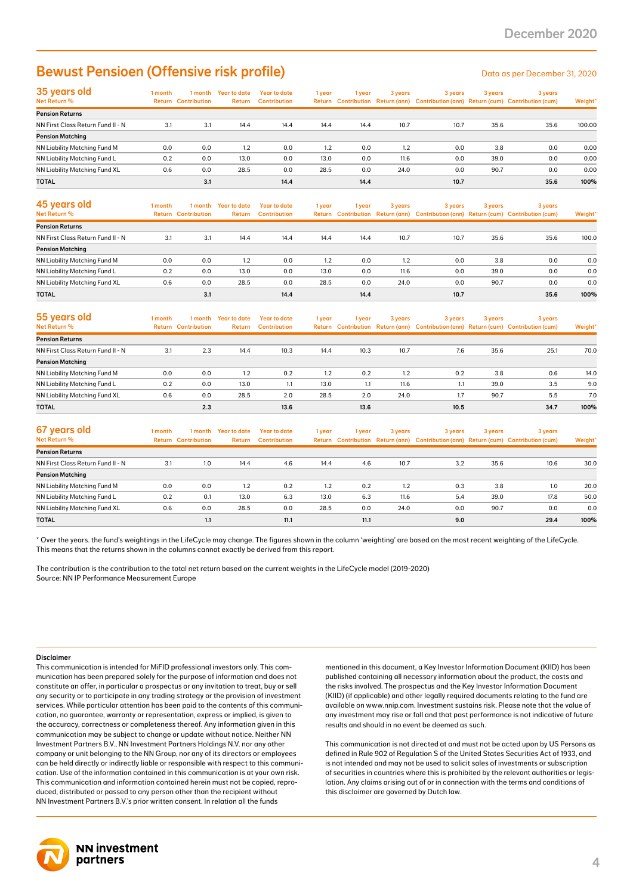## Bewust Pensioen (Offensive risk profile)

Data as per December 31, 2020

| 35 years old<br>Net Return % | 1 month Return | 1 month Contribution | Year to date Return | Year to date Contribution | 1 year Return | 1 year Contribution | 3 years Return (ann) | 3 years Contribution (ann) | 3 years Return (cum) | 3 years Contribution (cum) | Weight* |
|---|---|---|---|---|---|---|---|---|---|---|---|
| **Pension Returns** | | | | | | | | | | | |
| NN First Class Return Fund II - N | 3.1 | 3.1 | 14.4 | 14.4 | 14.4 | 14.4 | 10.7 | 10.7 | 35.6 | 35.6 | 100.00 |
| **Pension Matching** | | | | | | | | | | | |
| NN Liability Matching Fund M | 0.0 | 0.0 | 1.2 | 0.0 | 1.2 | 0.0 | 1.2 | 0.0 | 3.8 | 0.0 | 0.00 |
| NN Liability Matching Fund L | 0.2 | 0.0 | 13.0 | 0.0 | 13.0 | 0.0 | 11.6 | 0.0 | 39.0 | 0.0 | 0.00 |
| NN Liability Matching Fund XL | 0.6 | 0.0 | 28.5 | 0.0 | 28.5 | 0.0 | 24.0 | 0.0 | 90.7 | 0.0 | 0.00 |
| **TOTAL** | | **3.1** | | **14.4** | | **14.4** | | **10.7** | | **35.6** | **100%** |

| 45 years old<br>Net Return % | 1 month Return | 1 month Contribution | Year to date Return | Year to date Contribution | 1 year Return | 1 year Contribution | 3 years Return (ann) | 3 years Contribution (ann) | 3 years Return (cum) | 3 years Contribution (cum) | Weight* |
|---|---|---|---|---|---|---|---|---|---|---|---|
| **Pension Returns** | | | | | | | | | | | |
| NN First Class Return Fund II - N | 3.1 | 3.1 | 14.4 | 14.4 | 14.4 | 14.4 | 10.7 | 10.7 | 35.6 | 35.6 | 100.0 |
| **Pension Matching** | | | | | | | | | | | |
| NN Liability Matching Fund M | 0.0 | 0.0 | 1.2 | 0.0 | 1.2 | 0.0 | 1.2 | 0.0 | 3.8 | 0.0 | 0.0 |
| NN Liability Matching Fund L | 0.2 | 0.0 | 13.0 | 0.0 | 13.0 | 0.0 | 11.6 | 0.0 | 39.0 | 0.0 | 0.0 |
| NN Liability Matching Fund XL | 0.6 | 0.0 | 28.5 | 0.0 | 28.5 | 0.0 | 24.0 | 0.0 | 90.7 | 0.0 | 0.0 |
| **TOTAL** | | **3.1** | | **14.4** | | **14.4** | | **10.7** | | **35.6** | **100%** |

| 55 years old<br>Net Return % | 1 month Return | 1 month Contribution | Year to date Return | Year to date Contribution | 1 year Return | 1 year Contribution | 3 years Return (ann) | 3 years Contribution (ann) | 3 years Return (cum) | 3 years Contribution (cum) | Weight* |
|---|---|---|---|---|---|---|---|---|---|---|---|
| **Pension Returns** | | | | | | | | | | | |
| NN First Class Return Fund II - N | 3.1 | 2.3 | 14.4 | 10.3 | 14.4 | 10.3 | 10.7 | 7.6 | 35.6 | 25.1 | 70.0 |
| **Pension Matching** | | | | | | | | | | | |
| NN Liability Matching Fund M | 0.0 | 0.0 | 1.2 | 0.2 | 1.2 | 0.2 | 1.2 | 0.2 | 3.8 | 0.6 | 14.0 |
| NN Liability Matching Fund L | 0.2 | 0.0 | 13.0 | 1.1 | 13.0 | 1.1 | 11.6 | 1.1 | 39.0 | 3.5 | 9.0 |
| NN Liability Matching Fund XL | 0.6 | 0.0 | 28.5 | 2.0 | 28.5 | 2.0 | 24.0 | 1.7 | 90.7 | 5.5 | 7.0 |
| **TOTAL** | | **2.3** | | **13.6** | | **13.6** | | **10.5** | | **34.7** | **100%** |

| 67 years old<br>Net Return % | 1 month Return | 1 month Contribution | Year to date Return | Year to date Contribution | 1 year Return | 1 year Contribution | 3 years Return (ann) | 3 years Contribution (ann) | 3 years Return (cum) | 3 years Contribution (cum) | Weight* |
|---|---|---|---|---|---|---|---|---|---|---|---|
| **Pension Returns** | | | | | | | | | | | |
| NN First Class Return Fund II - N | 3.1 | 1.0 | 14.4 | 4.6 | 14.4 | 4.6 | 10.7 | 3.2 | 35.6 | 10.6 | 30.0 |
| **Pension Matching** | | | | | | | | | | | |
| NN Liability Matching Fund M | 0.0 | 0.0 | 1.2 | 0.2 | 1.2 | 0.2 | 1.2 | 0.3 | 3.8 | 1.0 | 20.0 |
| NN Liability Matching Fund L | 0.2 | 0.1 | 13.0 | 6.3 | 13.0 | 6.3 | 11.6 | 5.4 | 39.0 | 17.8 | 50.0 |
| NN Liability Matching Fund XL | 0.6 | 0.0 | 28.5 | 0.0 | 28.5 | 0.0 | 24.0 | 0.0 | 90.7 | 0.0 | 0.0 |
| **TOTAL** | | **1.1** | | **11.1** | | **11.1** | | **9.0** | | **29.4** | **100%** |

* Over the years. the fund's weightings in the LifeCycle may change. The figures shown in the column 'weighting' are based on the most recent weighting of the LifeCycle. This means that the returns shown in the columns cannot exactly be derived from this report.

The contribution is the contribution to the total net return based on the current weights in the LifeCycle model (2019-2020)
Source: NN IP Performance Measurement Europe

**Disclaimer**

This communication is intended for MiFID professional investors only. This communication has been prepared solely for the purpose of information and does not constitute an offer, in particular a prospectus or any invitation to treat, buy or sell any security or to participate in any trading strategy or the provision of investment services. While particular attention has been paid to the contents of this communication, no guarantee, warranty or representation, express or implied, is given to the accuracy, correctness or completeness thereof. Any information given in this communication may be subject to change or update without notice. Neither NN Investment Partners B.V., NN Investment Partners Holdings N.V. nor any other company or unit belonging to the NN Group, nor any of its directors or employees can be held directly or indirectly liable or responsible with respect to this communication. Use of the information contained in this communication is at your own risk. This communication and information contained herein must not be copied, reproduced, distributed or passed to any person other than the recipient without NN Investment Partners B.V.'s prior written consent. In relation all the funds mentioned in this document, a Key Investor Information Document (KIID) has been published containing all necessary information about the product, the costs and the risks involved. The prospectus and the Key Investor Information Document (KIID) (if applicable) and other legally required documents relating to the fund are available on www.nnip.com. Investment sustains risk. Please note that the value of any investment may rise or fall and that past performance is not indicative of future results and should in no event be deemed as such.

This communication is not directed at and must not be acted upon by US Persons as defined in Rule 902 of Regulation S of the United States Securities Act of 1933, and is not intended and may not be used to solicit sales of investments or subscription of securities in countries where this is prohibited by the relevant authorities or legislation. Any claims arising out of or in connection with the terms and conditions of this disclaimer are governed by Dutch law.

NN investment partners